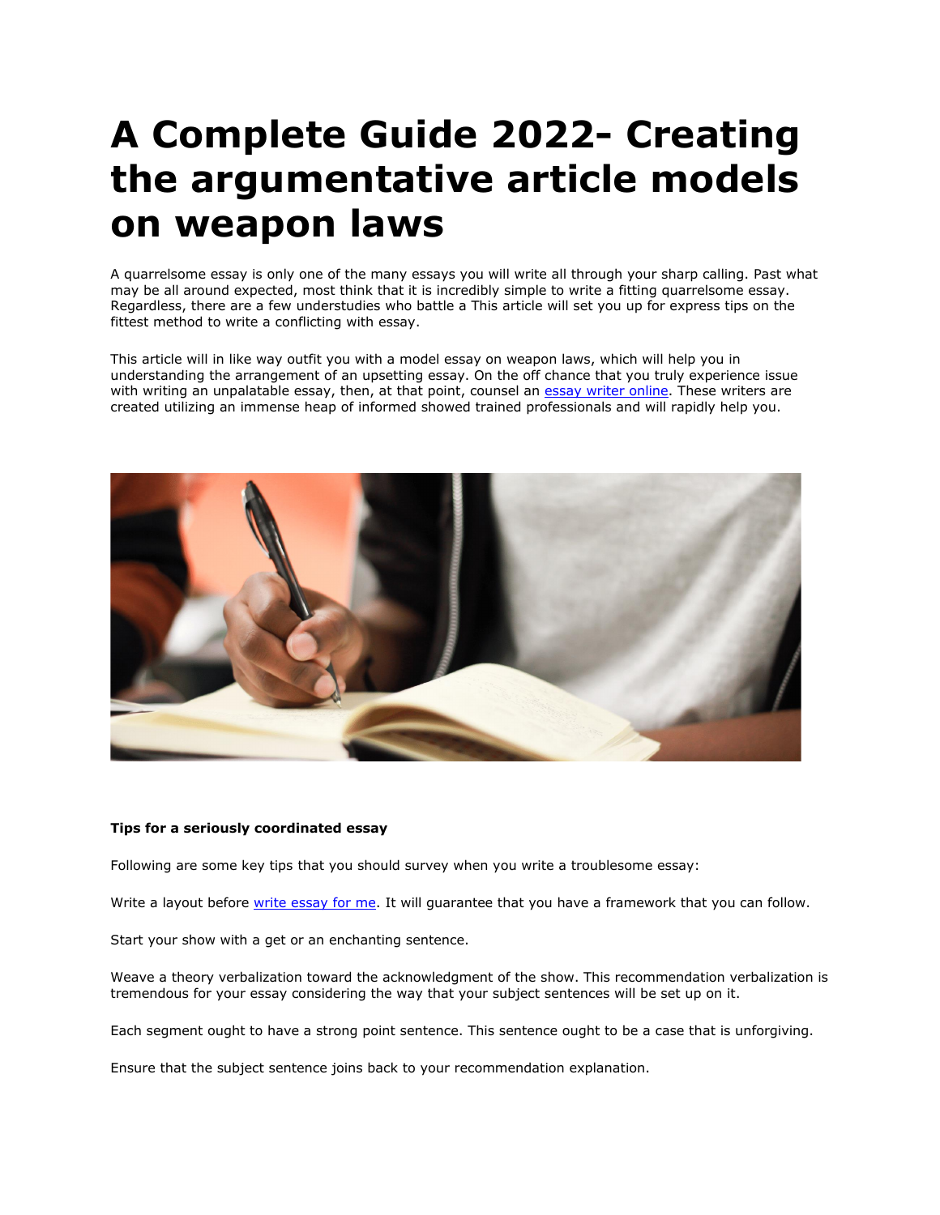# A Complete Guide 2022- Creating the argumentative article models on weapon laws

A quarrelsome essay is only one of the many essays you will write all through your sharp calling. Past what may be all around expected, most think that it is incredibly simple to write a fitting quarrelsome essay. Regardless, there are a few understudies who battle a This article will set you up for express tips on the fittest method to write a conflicting with essay.

This article will in like way outfit you with a model essay on weapon laws, which will help you in understanding the arrangement of an upsetting essay. On the off chance that you truly experience issue with writing an unpalatable essay, then, at that point, counsel an [essay writer online](). These writers are created utilizing an immense heap of informed showed trained professionals and will rapidly help you.

**Tips for a seriously coordinated essay**

Following are some key tips that you should survey when you write a troublesome essay:

Write a layout before [write essay for me](). It will guarantee that you have a framework that you can follow.

Start your show with a get or an enchanting sentence.

Weave a theory verbalization toward the acknowledgment of the show. This recommendation verbalization is tremendous for your essay considering the way that your subject sentences will be set up on it.

Each segment ought to have a strong point sentence. This sentence ought to be a case that is unforgiving.

Ensure that the subject sentence joins back to your recommendation explanation.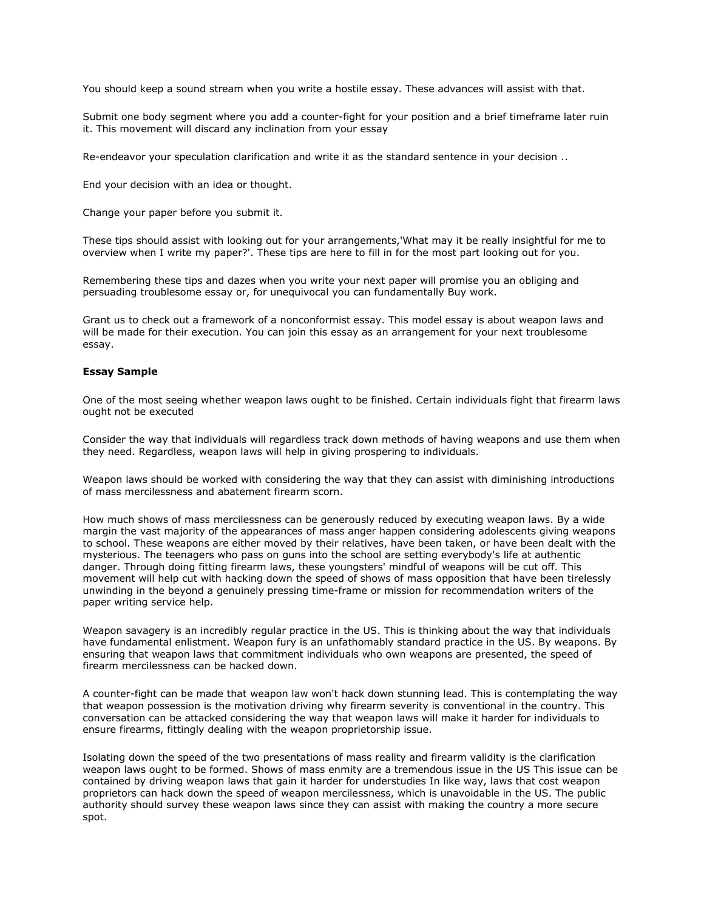You should keep a sound stream when you write a hostile essay. These advances will assist with that.

Submit one body segment where you add a counter-fight for your position and a brief timeframe later ruin it. This movement will discard any inclination from your essay

Re-endeavor your speculation clarification and write it as the standard sentence in your decision ..

End your decision with an idea or thought.

Change your paper before you submit it.

These tips should assist with looking out for your arrangements,'What may it be really insightful for me to overview when I write my paper?'. These tips are here to fill in for the most part looking out for you.

Remembering these tips and dazes when you write your next paper will promise you an obliging and persuading troublesome essay or, for unequivocal you can fundamentally Buy work.

Grant us to check out a framework of a nonconformist essay. This model essay is about weapon laws and will be made for their execution. You can join this essay as an arrangement for your next troublesome essay.

**Essay Sample**

One of the most seeing whether weapon laws ought to be finished. Certain individuals fight that firearm laws ought not be executed

Consider the way that individuals will regardless track down methods of having weapons and use them when they need. Regardless, weapon laws will help in giving prospering to individuals.

Weapon laws should be worked with considering the way that they can assist with diminishing introductions of mass mercilessness and abatement firearm scorn.

How much shows of mass mercilessness can be generously reduced by executing weapon laws. By a wide margin the vast majority of the appearances of mass anger happen considering adolescents giving weapons to school. These weapons are either moved by their relatives, have been taken, or have been dealt with the mysterious. The teenagers who pass on guns into the school are setting everybody's life at authentic danger. Through doing fitting firearm laws, these youngsters' mindful of weapons will be cut off. This movement will help cut with hacking down the speed of shows of mass opposition that have been tirelessly unwinding in the beyond a genuinely pressing time-frame or mission for recommendation writers of the paper writing service help.

Weapon savagery is an incredibly regular practice in the US. This is thinking about the way that individuals have fundamental enlistment. Weapon fury is an unfathomably standard practice in the US. By weapons. By ensuring that weapon laws that commitment individuals who own weapons are presented, the speed of firearm mercilessness can be hacked down.

A counter-fight can be made that weapon law won't hack down stunning lead. This is contemplating the way that weapon possession is the motivation driving why firearm severity is conventional in the country. This conversation can be attacked considering the way that weapon laws will make it harder for individuals to ensure firearms, fittingly dealing with the weapon proprietorship issue.

Isolating down the speed of the two presentations of mass reality and firearm validity is the clarification weapon laws ought to be formed. Shows of mass enmity are a tremendous issue in the US This issue can be contained by driving weapon laws that gain it harder for understudies In like way, laws that cost weapon proprietors can hack down the speed of weapon mercilessness, which is unavoidable in the US. The public authority should survey these weapon laws since they can assist with making the country a more secure spot.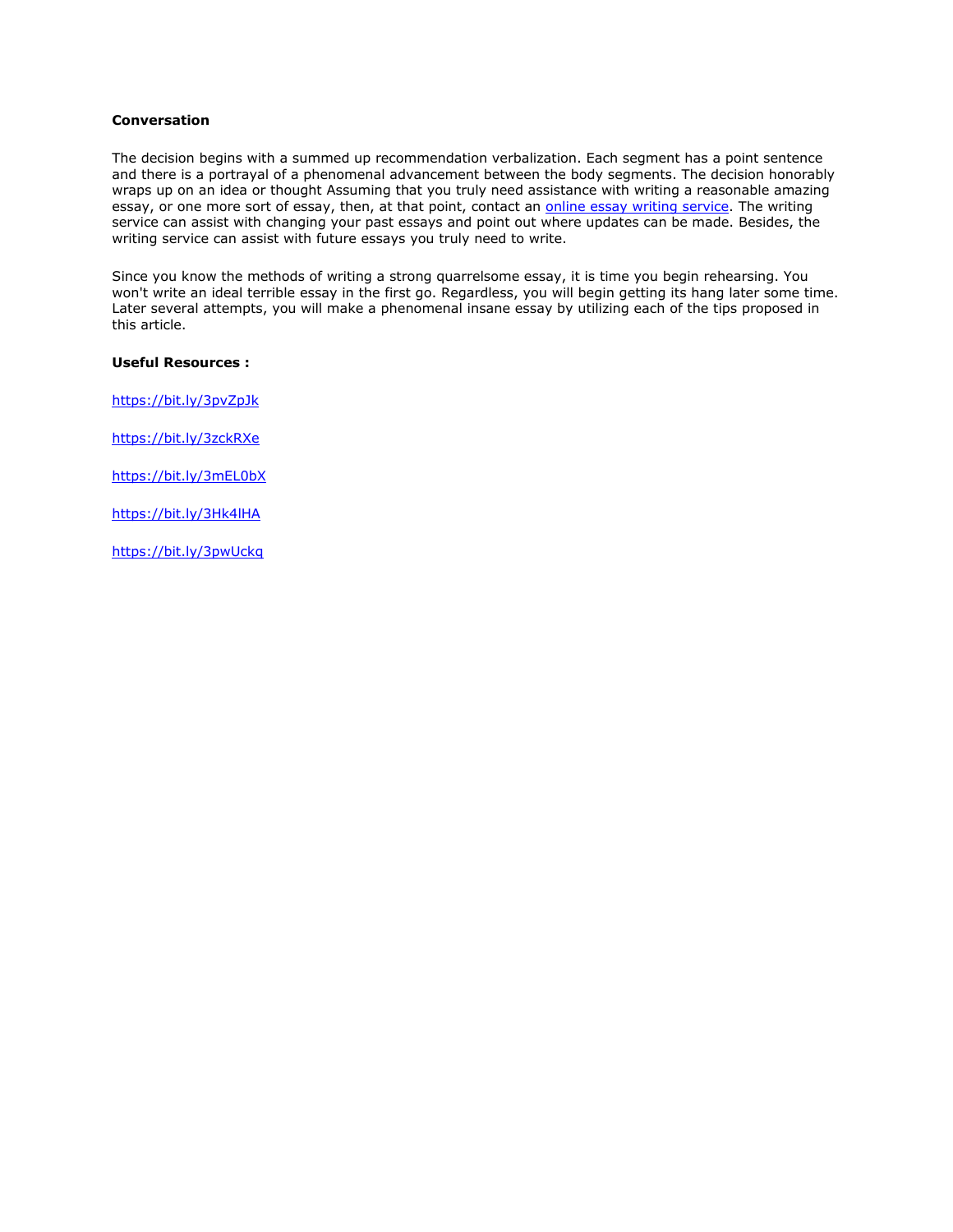**Conversation**

The decision begins with a summed up recommendation verbalization. Each segment has a point sentence and there is a portrayal of a phenomenal advancement between the body segments. The decision honorably wraps up on an idea or thought Assuming that you truly need assistance with writing a reasonable amazing essay, or one more sort of essay, then, at that point, contact an [online essay writing service](). The writing service can assist with changing your past essays and point out where updates can be made. Besides, the writing service can assist with future essays you truly need to write.

Since you know the methods of writing a strong quarrelsome essay, it is time you begin rehearsing. You won't write an ideal terrible essay in the first go. Regardless, you will begin getting its hang later some time. Later several attempts, you will make a phenomenal insane essay by utilizing each of the tips proposed in this article.

**Useful Resources :**

https://bit.ly/3pvZpJk

https://bit.ly/3zckRXe

https://bit.ly/3mEL0bX

https://bit.ly/3Hk4lHA

https://bit.ly/3pwUckq